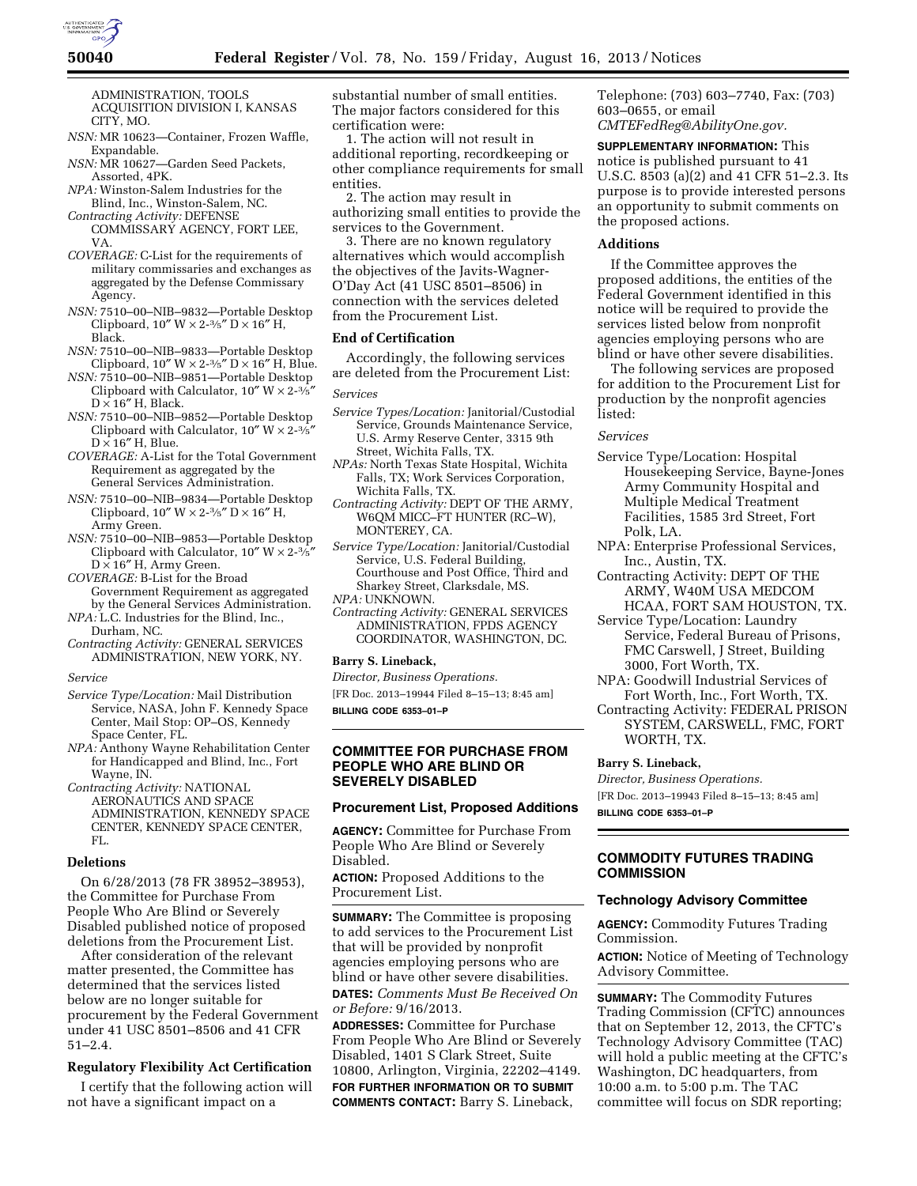ADMINISTRATION, TOOLS ACQUISITION DIVISION I, KANSAS CITY, MO.

*NSN:* MR 10623—Container, Frozen Waffle, Expandable.

*NSN:* MR 10627—Garden Seed Packets, Assorted, 4PK.

*NPA:* Winston-Salem Industries for the Blind, Inc., Winston-Salem, NC.

*Contracting Activity:* DEFENSE COMMISSARY AGENCY, FORT LEE, VA.

*COVERAGE:* C-List for the requirements of military commissaries and exchanges as aggregated by the Defense Commissary Agency.

*NSN:* 7510–00–NIB–9832—Portable Desktop Clipboard, 10″ W × 2-3/5″ D × 16″ H, Black.

*NSN:* 7510–00–NIB–9833—Portable Desktop Clipboard, 10″ W × 2-3/5″ D × 16″ H, Blue.

*NSN:* 7510–00–NIB–9851—Portable Desktop Clipboard with Calculator, 10″ W × 2-3/5″ D × 16″ H, Black.

*NSN:* 7510–00–NIB–9852—Portable Desktop Clipboard with Calculator, 10″ W × 2-3/5″ D × 16″ H, Blue.

*COVERAGE:* A-List for the Total Government Requirement as aggregated by the General Services Administration.

*NSN:* 7510–00–NIB–9834—Portable Desktop Clipboard, 10″ W × 2-3/5″ D × 16″ H, Army Green.

*NSN:* 7510–00–NIB–9853—Portable Desktop Clipboard with Calculator, 10″ W × 2-3/5″ D × 16″ H, Army Green.

*COVERAGE:* B-List for the Broad Government Requirement as aggregated by the General Services Administration.

*NPA:* L.C. Industries for the Blind, Inc., Durham, NC.

*Contracting Activity:* GENERAL SERVICES ADMINISTRATION, NEW YORK, NY.

*Service*

*Service Type/Location:* Mail Distribution Service, NASA, John F. Kennedy Space Center, Mail Stop: OP–OS, Kennedy Space Center, FL.

*NPA:* Anthony Wayne Rehabilitation Center for Handicapped and Blind, Inc., Fort Wayne, IN.

*Contracting Activity:* NATIONAL AERONAUTICS AND SPACE ADMINISTRATION, KENNEDY SPACE CENTER, KENNEDY SPACE CENTER, FL.

### Deletions

On 6/28/2013 (78 FR 38952–38953), the Committee for Purchase From People Who Are Blind or Severely Disabled published notice of proposed deletions from the Procurement List.

After consideration of the relevant matter presented, the Committee has determined that the services listed below are no longer suitable for procurement by the Federal Government under 41 USC 8501–8506 and 41 CFR 51–2.4.

### Regulatory Flexibility Act Certification

I certify that the following action will not have a significant impact on a substantial number of small entities. The major factors considered for this certification were:

1. The action will not result in additional reporting, recordkeeping or other compliance requirements for small entities.

2. The action may result in authorizing small entities to provide the services to the Government.

3. There are no known regulatory alternatives which would accomplish the objectives of the Javits-Wagner-O'Day Act (41 USC 8501–8506) in connection with the services deleted from the Procurement List.

### End of Certification

Accordingly, the following services are deleted from the Procurement List:

*Services*

*Service Types/Location:* Janitorial/Custodial Service, Grounds Maintenance Service, U.S. Army Reserve Center, 3315 9th Street, Wichita Falls, TX.

*NPAs:* North Texas State Hospital, Wichita Falls, TX; Work Services Corporation, Wichita Falls, TX.

*Contracting Activity:* DEPT OF THE ARMY, W6QM MICC–FT HUNTER (RC–W), MONTEREY, CA.

*Service Type/Location:* Janitorial/Custodial Service, U.S. Federal Building, Courthouse and Post Office, Third and Sharkey Street, Clarksdale, MS.

*NPA:* UNKNOWN.

*Contracting Activity:* GENERAL SERVICES ADMINISTRATION, FPDS AGENCY COORDINATOR, WASHINGTON, DC.

**Barry S. Lineback,**

*Director, Business Operations.*

[FR Doc. 2013–19944 Filed 8–15–13; 8:45 am]

**BILLING CODE 6353–01–P**

## COMMITTEE FOR PURCHASE FROM PEOPLE WHO ARE BLIND OR SEVERELY DISABLED

### Procurement List, Proposed Additions

**AGENCY:** Committee for Purchase From People Who Are Blind or Severely Disabled.

**ACTION:** Proposed Additions to the Procurement List.

**SUMMARY:** The Committee is proposing to add services to the Procurement List that will be provided by nonprofit agencies employing persons who are blind or have other severe disabilities.

**DATES:** *Comments Must Be Received On or Before:* 9/16/2013.

**ADDRESSES:** Committee for Purchase From People Who Are Blind or Severely Disabled, 1401 S Clark Street, Suite 10800, Arlington, Virginia, 22202–4149.

**FOR FURTHER INFORMATION OR TO SUBMIT COMMENTS CONTACT:** Barry S. Lineback, Telephone: (703) 603–7740, Fax: (703) 603–0655, or email *CMTEFedReg@AbilityOne.gov.*

**SUPPLEMENTARY INFORMATION:** This notice is published pursuant to 41 U.S.C. 8503 (a)(2) and 41 CFR 51–2.3. Its purpose is to provide interested persons an opportunity to submit comments on the proposed actions.

### Additions

If the Committee approves the proposed additions, the entities of the Federal Government identified in this notice will be required to provide the services listed below from nonprofit agencies employing persons who are blind or have other severe disabilities.

The following services are proposed for addition to the Procurement List for production by the nonprofit agencies listed:

*Services*

Service Type/Location: Hospital Housekeeping Service, Bayne-Jones Army Community Hospital and Multiple Medical Treatment Facilities, 1585 3rd Street, Fort Polk, LA.

NPA: Enterprise Professional Services, Inc., Austin, TX.

Contracting Activity: DEPT OF THE ARMY, W40M USA MEDCOM HCAA, FORT SAM HOUSTON, TX.

Service Type/Location: Laundry Service, Federal Bureau of Prisons, FMC Carswell, J Street, Building 3000, Fort Worth, TX.

NPA: Goodwill Industrial Services of Fort Worth, Inc., Fort Worth, TX.

Contracting Activity: FEDERAL PRISON SYSTEM, CARSWELL, FMC, FORT WORTH, TX.

**Barry S. Lineback,**

*Director, Business Operations.*

[FR Doc. 2013–19943 Filed 8–15–13; 8:45 am]

**BILLING CODE 6353–01–P**

## COMMODITY FUTURES TRADING COMMISSION

### Technology Advisory Committee

**AGENCY:** Commodity Futures Trading Commission.

**ACTION:** Notice of Meeting of Technology Advisory Committee.

**SUMMARY:** The Commodity Futures Trading Commission (CFTC) announces that on September 12, 2013, the CFTC's Technology Advisory Committee (TAC) will hold a public meeting at the CFTC's Washington, DC headquarters, from 10:00 a.m. to 5:00 p.m. The TAC committee will focus on SDR reporting;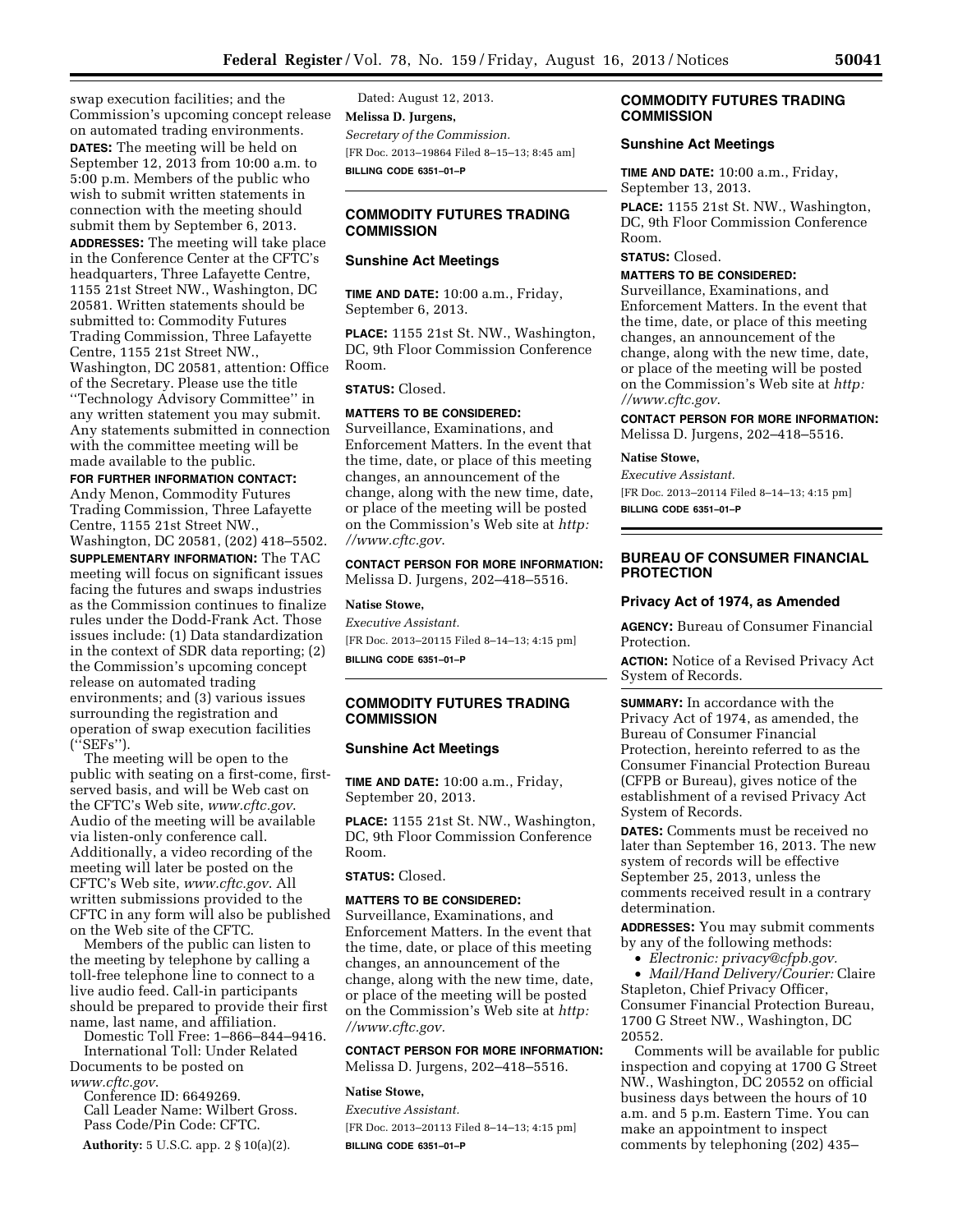swap execution facilities; and the Commission's upcoming concept release on automated trading environments.

**DATES:** The meeting will be held on September 12, 2013 from 10:00 a.m. to 5:00 p.m. Members of the public who wish to submit written statements in connection with the meeting should submit them by September 6, 2013.

**ADDRESSES:** The meeting will take place in the Conference Center at the CFTC's headquarters, Three Lafayette Centre, 1155 21st Street NW., Washington, DC 20581. Written statements should be submitted to: Commodity Futures Trading Commission, Three Lafayette Centre, 1155 21st Street NW., Washington, DC 20581, attention: Office of the Secretary. Please use the title ''Technology Advisory Committee'' in any written statement you may submit. Any statements submitted in connection with the committee meeting will be made available to the public.

**FOR FURTHER INFORMATION CONTACT:** Andy Menon, Commodity Futures Trading Commission, Three Lafayette Centre, 1155 21st Street NW., Washington, DC 20581, (202) 418–5502.

**SUPPLEMENTARY INFORMATION:** The TAC meeting will focus on significant issues facing the futures and swaps industries as the Commission continues to finalize rules under the Dodd-Frank Act. Those issues include: (1) Data standardization in the context of SDR data reporting; (2) the Commission's upcoming concept release on automated trading environments; and (3) various issues surrounding the registration and operation of swap execution facilities (''SEFs'').

The meeting will be open to the public with seating on a first-come, first-served basis, and will be Web cast on the CFTC's Web site, *www.cftc.gov*. Audio of the meeting will be available via listen-only conference call. Additionally, a video recording of the meeting will later be posted on the CFTC's Web site, *www.cftc.gov*. All written submissions provided to the CFTC in any form will also be published on the Web site of the CFTC.

Members of the public can listen to the meeting by telephone by calling a toll-free telephone line to connect to a live audio feed. Call-in participants should be prepared to provide their first name, last name, and affiliation.

Domestic Toll Free: 1–866–844–9416.
International Toll: Under Related Documents to be posted on *www.cftc.gov*.
Conference ID: 6649269.
Call Leader Name: Wilbert Gross.
Pass Code/Pin Code: CFTC.

**Authority:** 5 U.S.C. app. 2 § 10(a)(2).

Dated: August 12, 2013.

**Melissa D. Jurgens,**
*Secretary of the Commission.*

[FR Doc. 2013–19864 Filed 8–15–13; 8:45 am]

**BILLING CODE 6351–01–P**

## COMMODITY FUTURES TRADING COMMISSION

### Sunshine Act Meetings

**TIME AND DATE:** 10:00 a.m., Friday, September 6, 2013.

**PLACE:** 1155 21st St. NW., Washington, DC, 9th Floor Commission Conference Room.

**STATUS:** Closed.

**MATTERS TO BE CONSIDERED:** Surveillance, Examinations, and Enforcement Matters. In the event that the time, date, or place of this meeting changes, an announcement of the change, along with the new time, date, or place of the meeting will be posted on the Commission's Web site at *http://www.cftc.gov*.

**CONTACT PERSON FOR MORE INFORMATION:** Melissa D. Jurgens, 202–418–5516.

**Natise Stowe,**
*Executive Assistant.*

[FR Doc. 2013–20115 Filed 8–14–13; 4:15 pm]

**BILLING CODE 6351–01–P**

## COMMODITY FUTURES TRADING COMMISSION

### Sunshine Act Meetings

**TIME AND DATE:** 10:00 a.m., Friday, September 20, 2013.

**PLACE:** 1155 21st St. NW., Washington, DC, 9th Floor Commission Conference Room.

**STATUS:** Closed.

**MATTERS TO BE CONSIDERED:** Surveillance, Examinations, and Enforcement Matters. In the event that the time, date, or place of this meeting changes, an announcement of the change, along with the new time, date, or place of the meeting will be posted on the Commission's Web site at *http://www.cftc.gov.*

**CONTACT PERSON FOR MORE INFORMATION:** Melissa D. Jurgens, 202–418–5516.

**Natise Stowe,**
*Executive Assistant.*

[FR Doc. 2013–20113 Filed 8–14–13; 4:15 pm]

**BILLING CODE 6351–01–P**

## COMMODITY FUTURES TRADING COMMISSION

### Sunshine Act Meetings

**TIME AND DATE:** 10:00 a.m., Friday, September 13, 2013.

**PLACE:** 1155 21st St. NW., Washington, DC, 9th Floor Commission Conference Room.

**STATUS:** Closed.

**MATTERS TO BE CONSIDERED:** Surveillance, Examinations, and Enforcement Matters. In the event that the time, date, or place of this meeting changes, an announcement of the change, along with the new time, date, or place of the meeting will be posted on the Commission's Web site at *http://www.cftc.gov*.

**CONTACT PERSON FOR MORE INFORMATION:** Melissa D. Jurgens, 202–418–5516.

**Natise Stowe,**
*Executive Assistant.*

[FR Doc. 2013–20114 Filed 8–14–13; 4:15 pm]

**BILLING CODE 6351–01–P**

## BUREAU OF CONSUMER FINANCIAL PROTECTION

### Privacy Act of 1974, as Amended

**AGENCY:** Bureau of Consumer Financial Protection.

**ACTION:** Notice of a Revised Privacy Act System of Records.

**SUMMARY:** In accordance with the Privacy Act of 1974, as amended, the Bureau of Consumer Financial Protection, hereinto referred to as the Consumer Financial Protection Bureau (CFPB or Bureau), gives notice of the establishment of a revised Privacy Act System of Records.

**DATES:** Comments must be received no later than September 16, 2013. The new system of records will be effective September 25, 2013, unless the comments received result in a contrary determination.

**ADDRESSES:** You may submit comments by any of the following methods:

- *Electronic: privacy@cfpb.gov.*
- *Mail/Hand Delivery/Courier:* Claire Stapleton, Chief Privacy Officer, Consumer Financial Protection Bureau, 1700 G Street NW., Washington, DC 20552.

Comments will be available for public inspection and copying at 1700 G Street NW., Washington, DC 20552 on official business days between the hours of 10 a.m. and 5 p.m. Eastern Time. You can make an appointment to inspect comments by telephoning (202) 435–